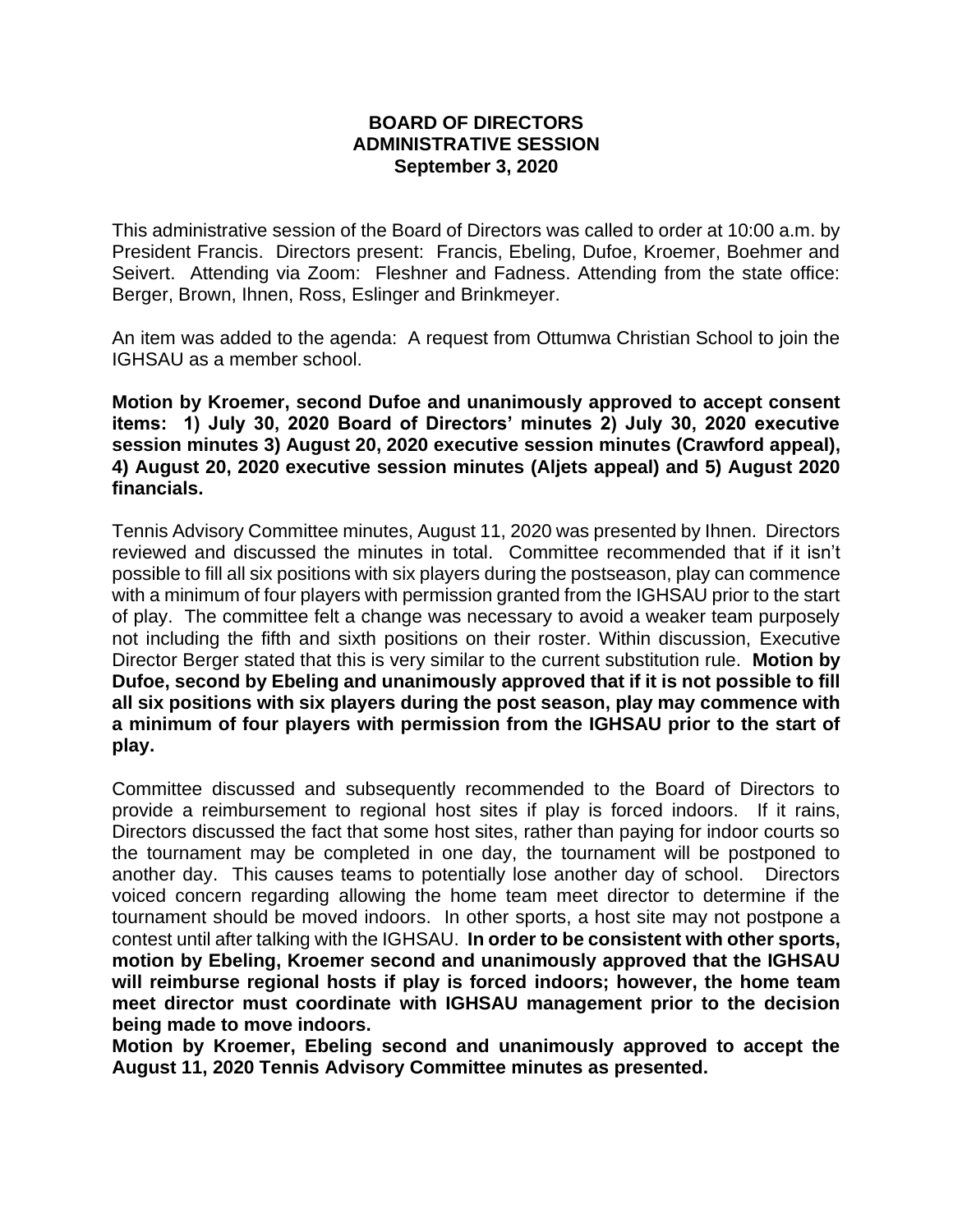# BOARD OF DIRECTORS
## ADMINISTRATIVE SESSION
### September 3, 2020

This administrative session of the Board of Directors was called to order at 10:00 a.m. by President Francis. Directors present: Francis, Ebeling, Dufoe, Kroemer, Boehmer and Seivert. Attending via Zoom: Fleshner and Fadness. Attending from the state office: Berger, Brown, Ihnen, Ross, Eslinger and Brinkmeyer.

An item was added to the agenda: A request from Ottumwa Christian School to join the IGHSAU as a member school.

**Motion by Kroemer, second Dufoe and unanimously approved to accept consent items: 1) July 30, 2020 Board of Directors' minutes 2) July 30, 2020 executive session minutes 3) August 20, 2020 executive session minutes (Crawford appeal), 4) August 20, 2020 executive session minutes (Aljets appeal) and 5) August 2020 financials.**

Tennis Advisory Committee minutes, August 11, 2020 was presented by Ihnen. Directors reviewed and discussed the minutes in total. Committee recommended that if it isn't possible to fill all six positions with six players during the postseason, play can commence with a minimum of four players with permission granted from the IGHSAU prior to the start of play. The committee felt a change was necessary to avoid a weaker team purposely not including the fifth and sixth positions on their roster. Within discussion, Executive Director Berger stated that this is very similar to the current substitution rule. **Motion by Dufoe, second by Ebeling and unanimously approved that if it is not possible to fill all six positions with six players during the post season, play may commence with a minimum of four players with permission from the IGHSAU prior to the start of play.**

Committee discussed and subsequently recommended to the Board of Directors to provide a reimbursement to regional host sites if play is forced indoors. If it rains, Directors discussed the fact that some host sites, rather than paying for indoor courts so the tournament may be completed in one day, the tournament will be postponed to another day. This causes teams to potentially lose another day of school. Directors voiced concern regarding allowing the home team meet director to determine if the tournament should be moved indoors. In other sports, a host site may not postpone a contest until after talking with the IGHSAU. **In order to be consistent with other sports, motion by Ebeling, Kroemer second and unanimously approved that the IGHSAU will reimburse regional hosts if play is forced indoors; however, the home team meet director must coordinate with IGHSAU management prior to the decision being made to move indoors.**

**Motion by Kroemer, Ebeling second and unanimously approved to accept the August 11, 2020 Tennis Advisory Committee minutes as presented.**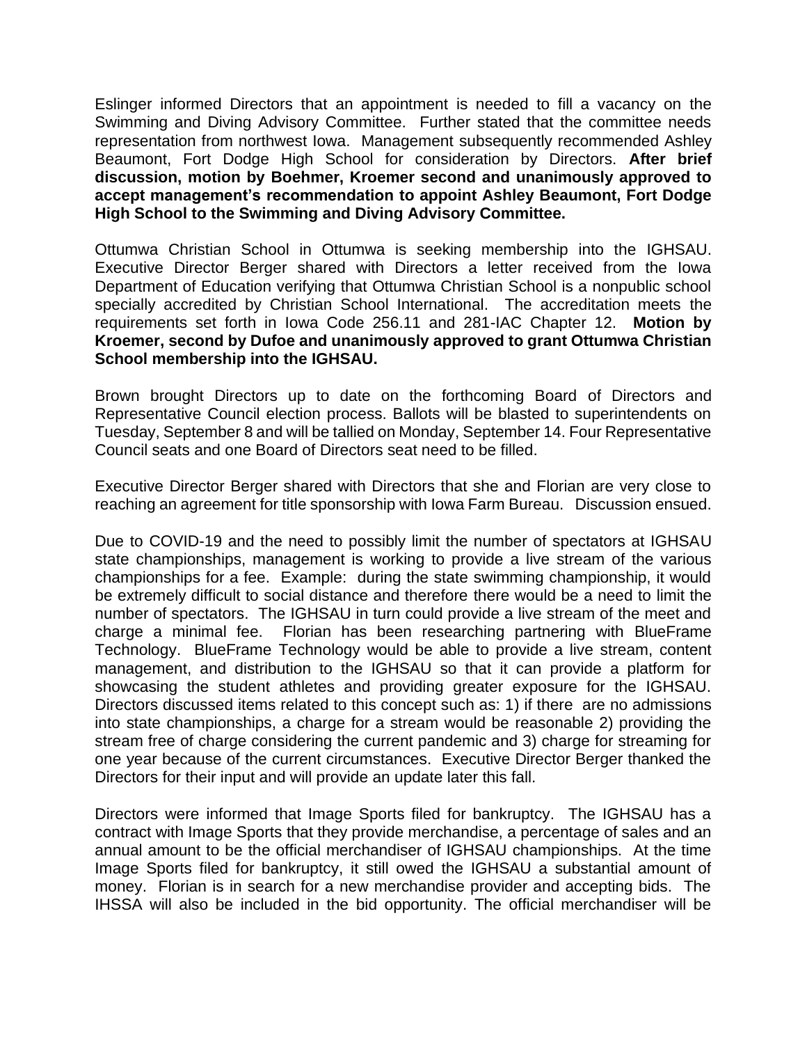Eslinger informed Directors that an appointment is needed to fill a vacancy on the Swimming and Diving Advisory Committee. Further stated that the committee needs representation from northwest Iowa. Management subsequently recommended Ashley Beaumont, Fort Dodge High School for consideration by Directors. **After brief discussion, motion by Boehmer, Kroemer second and unanimously approved to accept management's recommendation to appoint Ashley Beaumont, Fort Dodge High School to the Swimming and Diving Advisory Committee.**

Ottumwa Christian School in Ottumwa is seeking membership into the IGHSAU. Executive Director Berger shared with Directors a letter received from the Iowa Department of Education verifying that Ottumwa Christian School is a nonpublic school specially accredited by Christian School International. The accreditation meets the requirements set forth in Iowa Code 256.11 and 281-IAC Chapter 12. **Motion by Kroemer, second by Dufoe and unanimously approved to grant Ottumwa Christian School membership into the IGHSAU.**

Brown brought Directors up to date on the forthcoming Board of Directors and Representative Council election process. Ballots will be blasted to superintendents on Tuesday, September 8 and will be tallied on Monday, September 14. Four Representative Council seats and one Board of Directors seat need to be filled.

Executive Director Berger shared with Directors that she and Florian are very close to reaching an agreement for title sponsorship with Iowa Farm Bureau. Discussion ensued.

Due to COVID-19 and the need to possibly limit the number of spectators at IGHSAU state championships, management is working to provide a live stream of the various championships for a fee. Example: during the state swimming championship, it would be extremely difficult to social distance and therefore there would be a need to limit the number of spectators. The IGHSAU in turn could provide a live stream of the meet and charge a minimal fee. Florian has been researching partnering with BlueFrame Technology. BlueFrame Technology would be able to provide a live stream, content management, and distribution to the IGHSAU so that it can provide a platform for showcasing the student athletes and providing greater exposure for the IGHSAU. Directors discussed items related to this concept such as: 1) if there are no admissions into state championships, a charge for a stream would be reasonable 2) providing the stream free of charge considering the current pandemic and 3) charge for streaming for one year because of the current circumstances. Executive Director Berger thanked the Directors for their input and will provide an update later this fall.

Directors were informed that Image Sports filed for bankruptcy. The IGHSAU has a contract with Image Sports that they provide merchandise, a percentage of sales and an annual amount to be the official merchandiser of IGHSAU championships. At the time Image Sports filed for bankruptcy, it still owed the IGHSAU a substantial amount of money. Florian is in search for a new merchandise provider and accepting bids. The IHSSA will also be included in the bid opportunity. The official merchandiser will be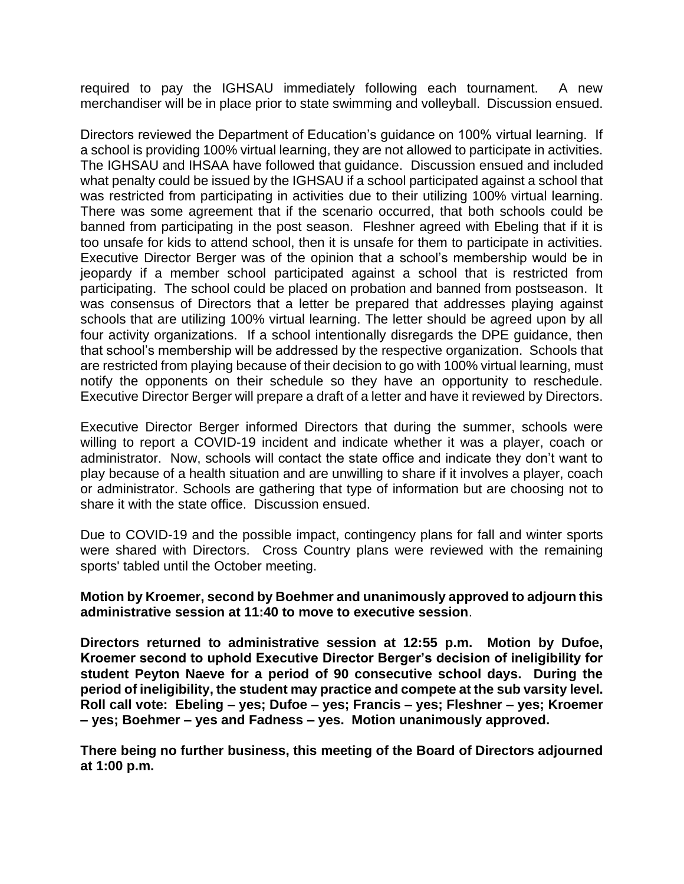required to pay the IGHSAU immediately following each tournament. A new merchandiser will be in place prior to state swimming and volleyball. Discussion ensued.

Directors reviewed the Department of Education's guidance on 100% virtual learning. If a school is providing 100% virtual learning, they are not allowed to participate in activities. The IGHSAU and IHSAA have followed that guidance. Discussion ensued and included what penalty could be issued by the IGHSAU if a school participated against a school that was restricted from participating in activities due to their utilizing 100% virtual learning. There was some agreement that if the scenario occurred, that both schools could be banned from participating in the post season. Fleshner agreed with Ebeling that if it is too unsafe for kids to attend school, then it is unsafe for them to participate in activities. Executive Director Berger was of the opinion that a school's membership would be in jeopardy if a member school participated against a school that is restricted from participating. The school could be placed on probation and banned from postseason. It was consensus of Directors that a letter be prepared that addresses playing against schools that are utilizing 100% virtual learning. The letter should be agreed upon by all four activity organizations. If a school intentionally disregards the DPE guidance, then that school's membership will be addressed by the respective organization. Schools that are restricted from playing because of their decision to go with 100% virtual learning, must notify the opponents on their schedule so they have an opportunity to reschedule. Executive Director Berger will prepare a draft of a letter and have it reviewed by Directors.

Executive Director Berger informed Directors that during the summer, schools were willing to report a COVID-19 incident and indicate whether it was a player, coach or administrator. Now, schools will contact the state office and indicate they don't want to play because of a health situation and are unwilling to share if it involves a player, coach or administrator. Schools are gathering that type of information but are choosing not to share it with the state office. Discussion ensued.

Due to COVID-19 and the possible impact, contingency plans for fall and winter sports were shared with Directors. Cross Country plans were reviewed with the remaining sports' tabled until the October meeting.

**Motion by Kroemer, second by Boehmer and unanimously approved to adjourn this administrative session at 11:40 to move to executive session**.

**Directors returned to administrative session at 12:55 p.m. Motion by Dufoe, Kroemer second to uphold Executive Director Berger's decision of ineligibility for student Peyton Naeve for a period of 90 consecutive school days. During the period of ineligibility, the student may practice and compete at the sub varsity level. Roll call vote: Ebeling – yes; Dufoe – yes; Francis – yes; Fleshner – yes; Kroemer – yes; Boehmer – yes and Fadness – yes. Motion unanimously approved.**

**There being no further business, this meeting of the Board of Directors adjourned at 1:00 p.m.**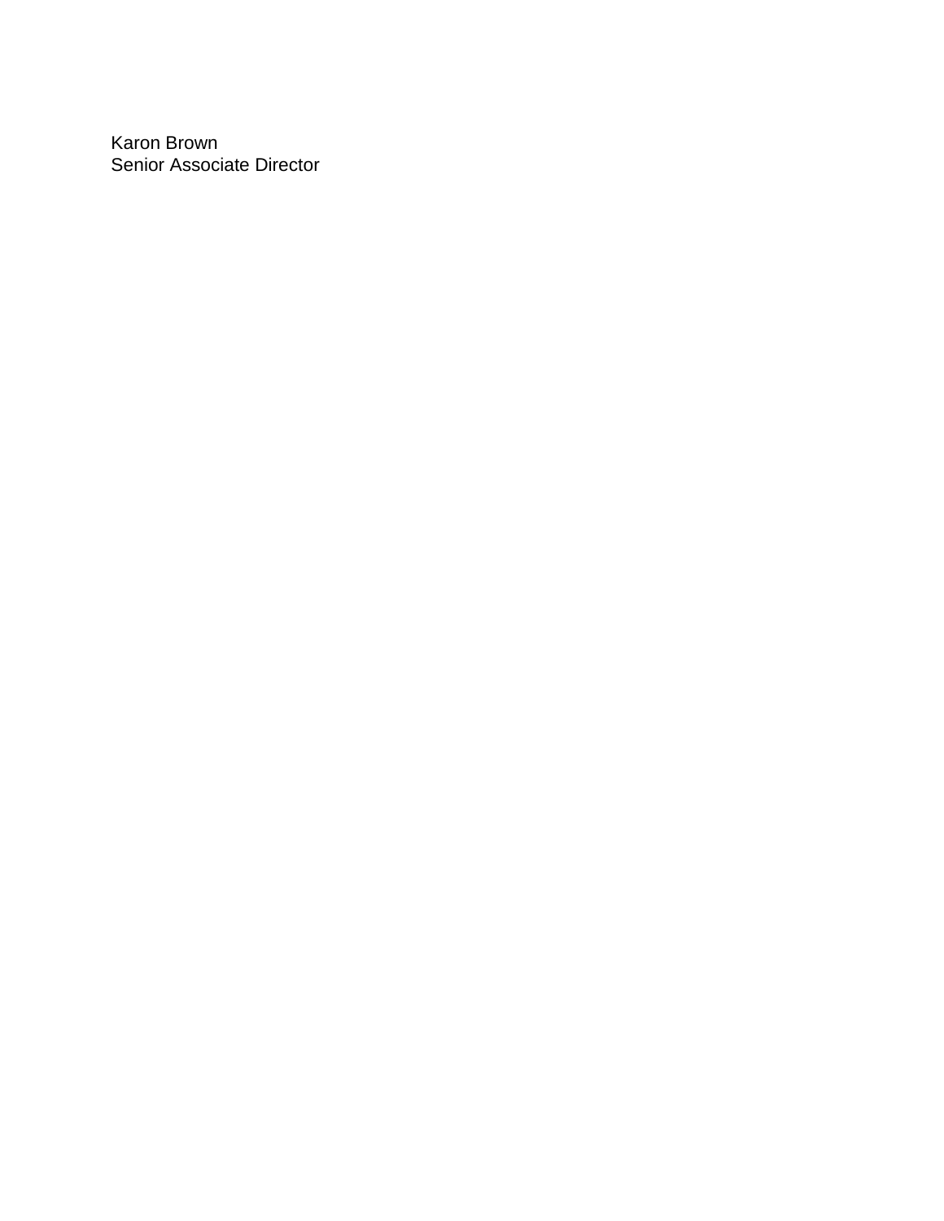Karon Brown
Senior Associate Director